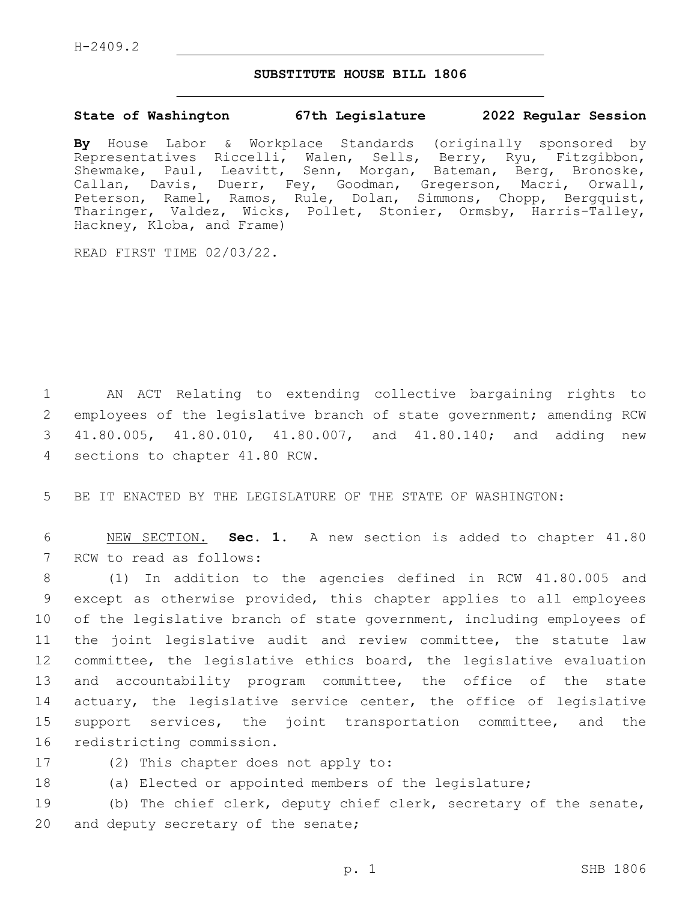H-2409.2

# SUBSTITUTE HOUSE BILL 1806

**State of Washington 67th Legislature 2022 Regular Session**

**By** House Labor & Workplace Standards (originally sponsored by Representatives Riccelli, Walen, Sells, Berry, Ryu, Fitzgibbon, Shewmake, Paul, Leavitt, Senn, Morgan, Bateman, Berg, Bronoske, Callan, Davis, Duerr, Fey, Goodman, Gregerson, Macri, Orwall, Peterson, Ramel, Ramos, Rule, Dolan, Simmons, Chopp, Bergquist, Tharinger, Valdez, Wicks, Pollet, Stonier, Ormsby, Harris-Talley, Hackney, Kloba, and Frame)

READ FIRST TIME 02/03/22.

1 AN ACT Relating to extending collective bargaining rights to
2 employees of the legislative branch of state government; amending RCW
3 41.80.005, 41.80.010, 41.80.007, and 41.80.140; and adding new
4 sections to chapter 41.80 RCW.

5 BE IT ENACTED BY THE LEGISLATURE OF THE STATE OF WASHINGTON:

6 NEW SECTION. **Sec. 1.** A new section is added to chapter 41.80
7 RCW to read as follows:

8 (1) In addition to the agencies defined in RCW 41.80.005 and
9 except as otherwise provided, this chapter applies to all employees
10 of the legislative branch of state government, including employees of
11 the joint legislative audit and review committee, the statute law
12 committee, the legislative ethics board, the legislative evaluation
13 and accountability program committee, the office of the state
14 actuary, the legislative service center, the office of legislative
15 support services, the joint transportation committee, and the
16 redistricting commission.

17 (2) This chapter does not apply to:

18 (a) Elected or appointed members of the legislature;

19 (b) The chief clerk, deputy chief clerk, secretary of the senate,
20 and deputy secretary of the senate;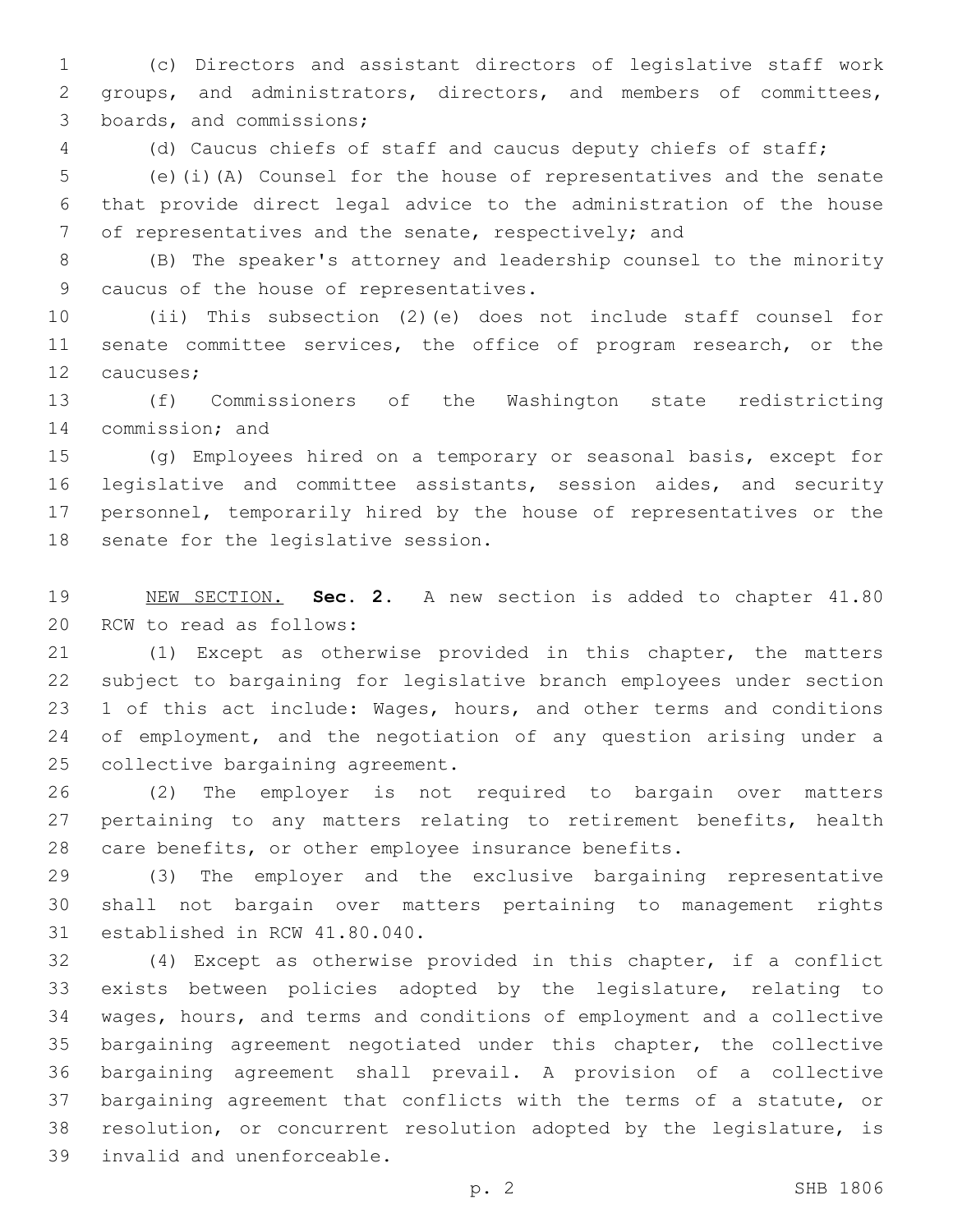(c) Directors and assistant directors of legislative staff work groups, and administrators, directors, and members of committees, boards, and commissions;

(d) Caucus chiefs of staff and caucus deputy chiefs of staff;

(e)(i)(A) Counsel for the house of representatives and the senate that provide direct legal advice to the administration of the house of representatives and the senate, respectively; and

(B) The speaker's attorney and leadership counsel to the minority caucus of the house of representatives.

(ii) This subsection (2)(e) does not include staff counsel for senate committee services, the office of program research, or the caucuses;

(f) Commissioners of the Washington state redistricting commission; and

(g) Employees hired on a temporary or seasonal basis, except for legislative and committee assistants, session aides, and security personnel, temporarily hired by the house of representatives or the senate for the legislative session.

NEW SECTION. **Sec. 2.** A new section is added to chapter 41.80 RCW to read as follows:

(1) Except as otherwise provided in this chapter, the matters subject to bargaining for legislative branch employees under section 1 of this act include: Wages, hours, and other terms and conditions of employment, and the negotiation of any question arising under a collective bargaining agreement.

(2) The employer is not required to bargain over matters pertaining to any matters relating to retirement benefits, health care benefits, or other employee insurance benefits.

(3) The employer and the exclusive bargaining representative shall not bargain over matters pertaining to management rights established in RCW 41.80.040.

(4) Except as otherwise provided in this chapter, if a conflict exists between policies adopted by the legislature, relating to wages, hours, and terms and conditions of employment and a collective bargaining agreement negotiated under this chapter, the collective bargaining agreement shall prevail. A provision of a collective bargaining agreement that conflicts with the terms of a statute, or resolution, or concurrent resolution adopted by the legislature, is invalid and unenforceable.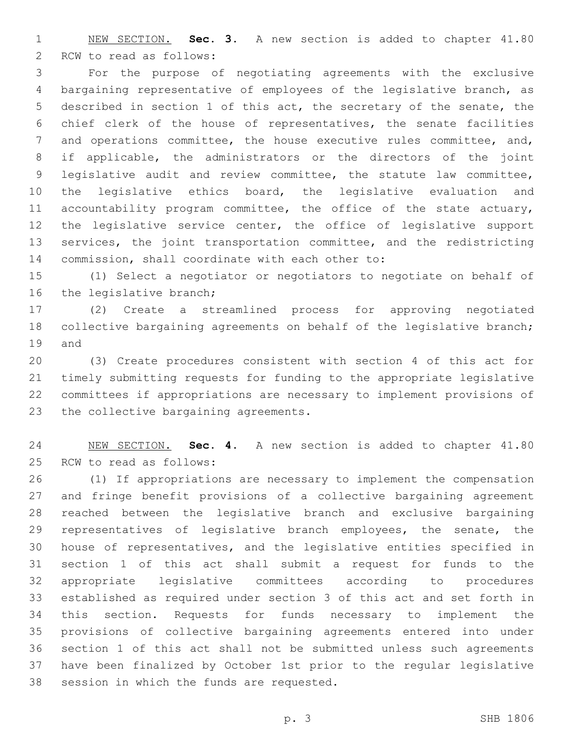<u>NEW SECTION.</u> **Sec. 3.** A new section is added to chapter 41.80 RCW to read as follows:

For the purpose of negotiating agreements with the exclusive bargaining representative of employees of the legislative branch, as described in section 1 of this act, the secretary of the senate, the chief clerk of the house of representatives, the senate facilities and operations committee, the house executive rules committee, and, if applicable, the administrators or the directors of the joint legislative audit and review committee, the statute law committee, the legislative ethics board, the legislative evaluation and accountability program committee, the office of the state actuary, the legislative service center, the office of legislative support services, the joint transportation committee, and the redistricting commission, shall coordinate with each other to:

(1) Select a negotiator or negotiators to negotiate on behalf of the legislative branch;

(2) Create a streamlined process for approving negotiated collective bargaining agreements on behalf of the legislative branch; and

(3) Create procedures consistent with section 4 of this act for timely submitting requests for funding to the appropriate legislative committees if appropriations are necessary to implement provisions of the collective bargaining agreements.

<u>NEW SECTION.</u> **Sec. 4.** A new section is added to chapter 41.80 RCW to read as follows:

(1) If appropriations are necessary to implement the compensation and fringe benefit provisions of a collective bargaining agreement reached between the legislative branch and exclusive bargaining representatives of legislative branch employees, the senate, the house of representatives, and the legislative entities specified in section 1 of this act shall submit a request for funds to the appropriate legislative committees according to procedures established as required under section 3 of this act and set forth in this section. Requests for funds necessary to implement the provisions of collective bargaining agreements entered into under section 1 of this act shall not be submitted unless such agreements have been finalized by October 1st prior to the regular legislative session in which the funds are requested.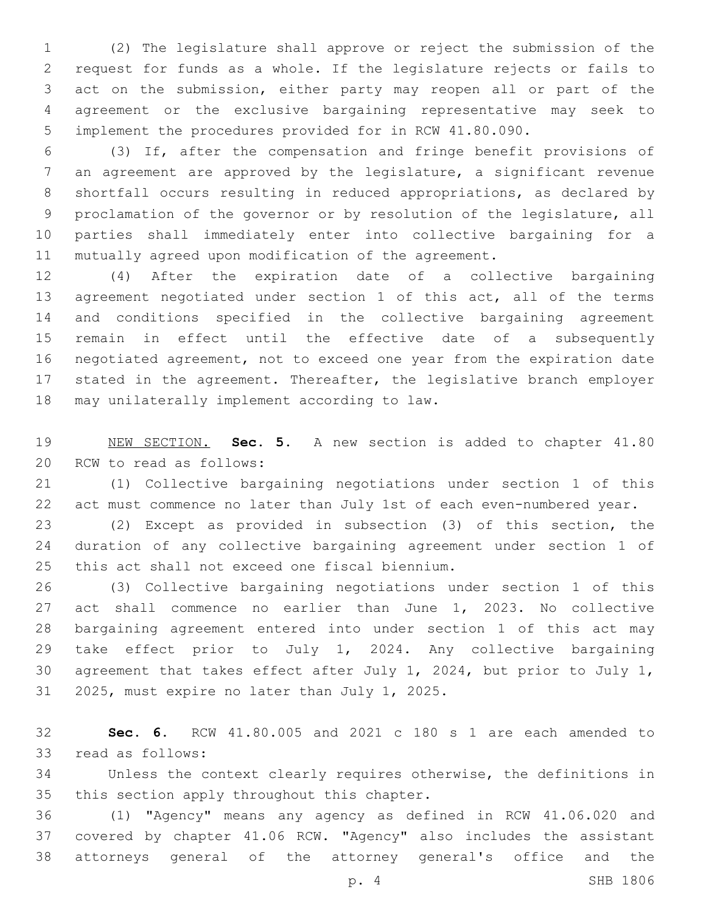(2) The legislature shall approve or reject the submission of the request for funds as a whole. If the legislature rejects or fails to act on the submission, either party may reopen all or part of the agreement or the exclusive bargaining representative may seek to implement the procedures provided for in RCW 41.80.090.

(3) If, after the compensation and fringe benefit provisions of an agreement are approved by the legislature, a significant revenue shortfall occurs resulting in reduced appropriations, as declared by proclamation of the governor or by resolution of the legislature, all parties shall immediately enter into collective bargaining for a mutually agreed upon modification of the agreement.

(4) After the expiration date of a collective bargaining agreement negotiated under section 1 of this act, all of the terms and conditions specified in the collective bargaining agreement remain in effect until the effective date of a subsequently negotiated agreement, not to exceed one year from the expiration date stated in the agreement. Thereafter, the legislative branch employer may unilaterally implement according to law.

NEW SECTION. **Sec. 5.** A new section is added to chapter 41.80 RCW to read as follows:

(1) Collective bargaining negotiations under section 1 of this act must commence no later than July 1st of each even-numbered year.

(2) Except as provided in subsection (3) of this section, the duration of any collective bargaining agreement under section 1 of this act shall not exceed one fiscal biennium.

(3) Collective bargaining negotiations under section 1 of this act shall commence no earlier than June 1, 2023. No collective bargaining agreement entered into under section 1 of this act may take effect prior to July 1, 2024. Any collective bargaining agreement that takes effect after July 1, 2024, but prior to July 1, 2025, must expire no later than July 1, 2025.

**Sec. 6.** RCW 41.80.005 and 2021 c 180 s 1 are each amended to read as follows:

Unless the context clearly requires otherwise, the definitions in this section apply throughout this chapter.

(1) "Agency" means any agency as defined in RCW 41.06.020 and covered by chapter 41.06 RCW. "Agency" also includes the assistant attorneys general of the attorney general's office and the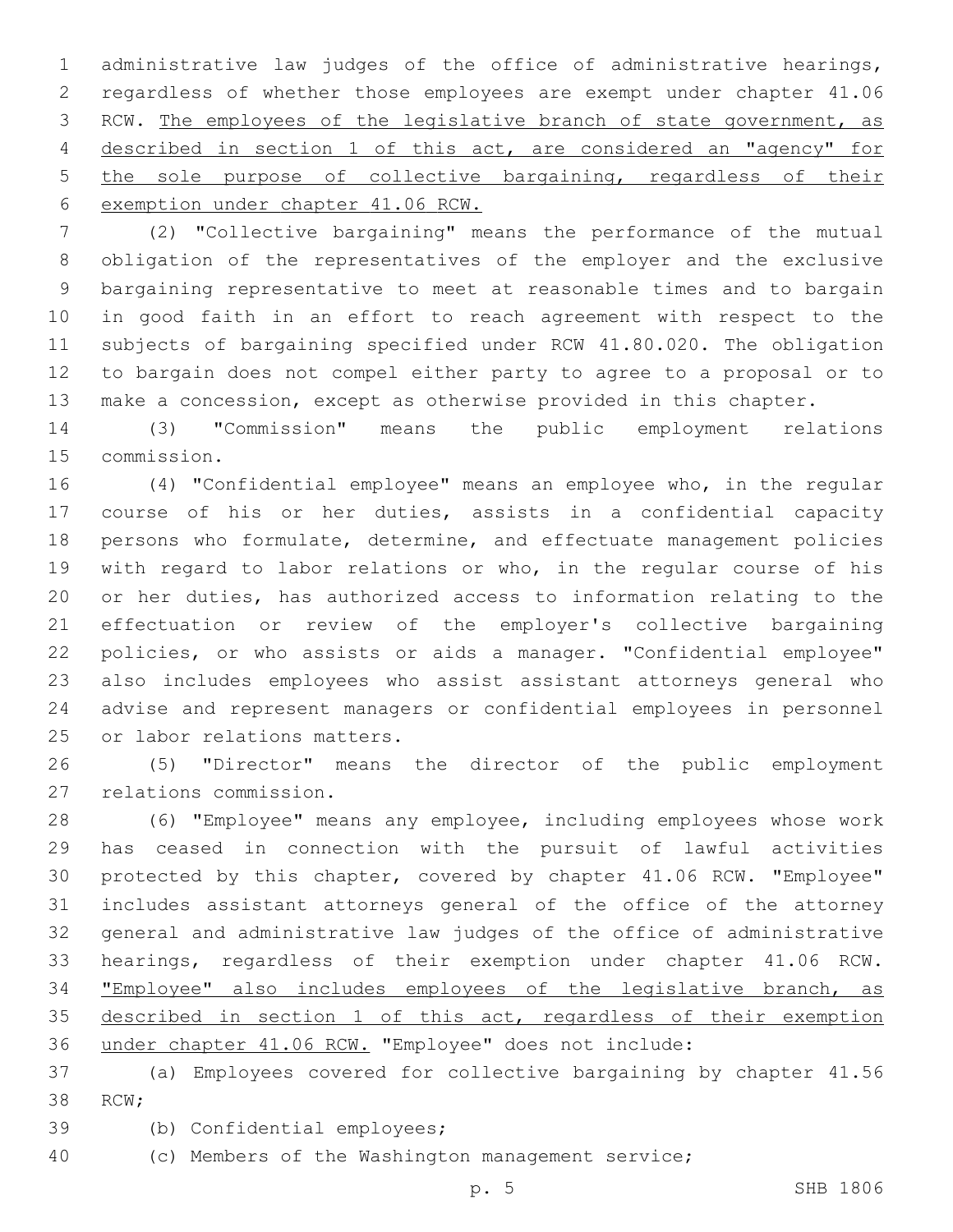administrative law judges of the office of administrative hearings, regardless of whether those employees are exempt under chapter 41.06 RCW. <u>The employees of the legislative branch of state government, as described in section 1 of this act, are considered an "agency" for the sole purpose of collective bargaining, regardless of their exemption under chapter 41.06 RCW.</u>

(2) "Collective bargaining" means the performance of the mutual obligation of the representatives of the employer and the exclusive bargaining representative to meet at reasonable times and to bargain in good faith in an effort to reach agreement with respect to the subjects of bargaining specified under RCW 41.80.020. The obligation to bargain does not compel either party to agree to a proposal or to make a concession, except as otherwise provided in this chapter.

(3) "Commission" means the public employment relations commission.

(4) "Confidential employee" means an employee who, in the regular course of his or her duties, assists in a confidential capacity persons who formulate, determine, and effectuate management policies with regard to labor relations or who, in the regular course of his or her duties, has authorized access to information relating to the effectuation or review of the employer's collective bargaining policies, or who assists or aids a manager. "Confidential employee" also includes employees who assist assistant attorneys general who advise and represent managers or confidential employees in personnel or labor relations matters.

(5) "Director" means the director of the public employment relations commission.

(6) "Employee" means any employee, including employees whose work has ceased in connection with the pursuit of lawful activities protected by this chapter, covered by chapter 41.06 RCW. "Employee" includes assistant attorneys general of the office of the attorney general and administrative law judges of the office of administrative hearings, regardless of their exemption under chapter 41.06 RCW. <u>"Employee" also includes employees of the legislative branch, as described in section 1 of this act, regardless of their exemption under chapter 41.06 RCW.</u> "Employee" does not include:

(a) Employees covered for collective bargaining by chapter 41.56 RCW;

(b) Confidential employees;

(c) Members of the Washington management service;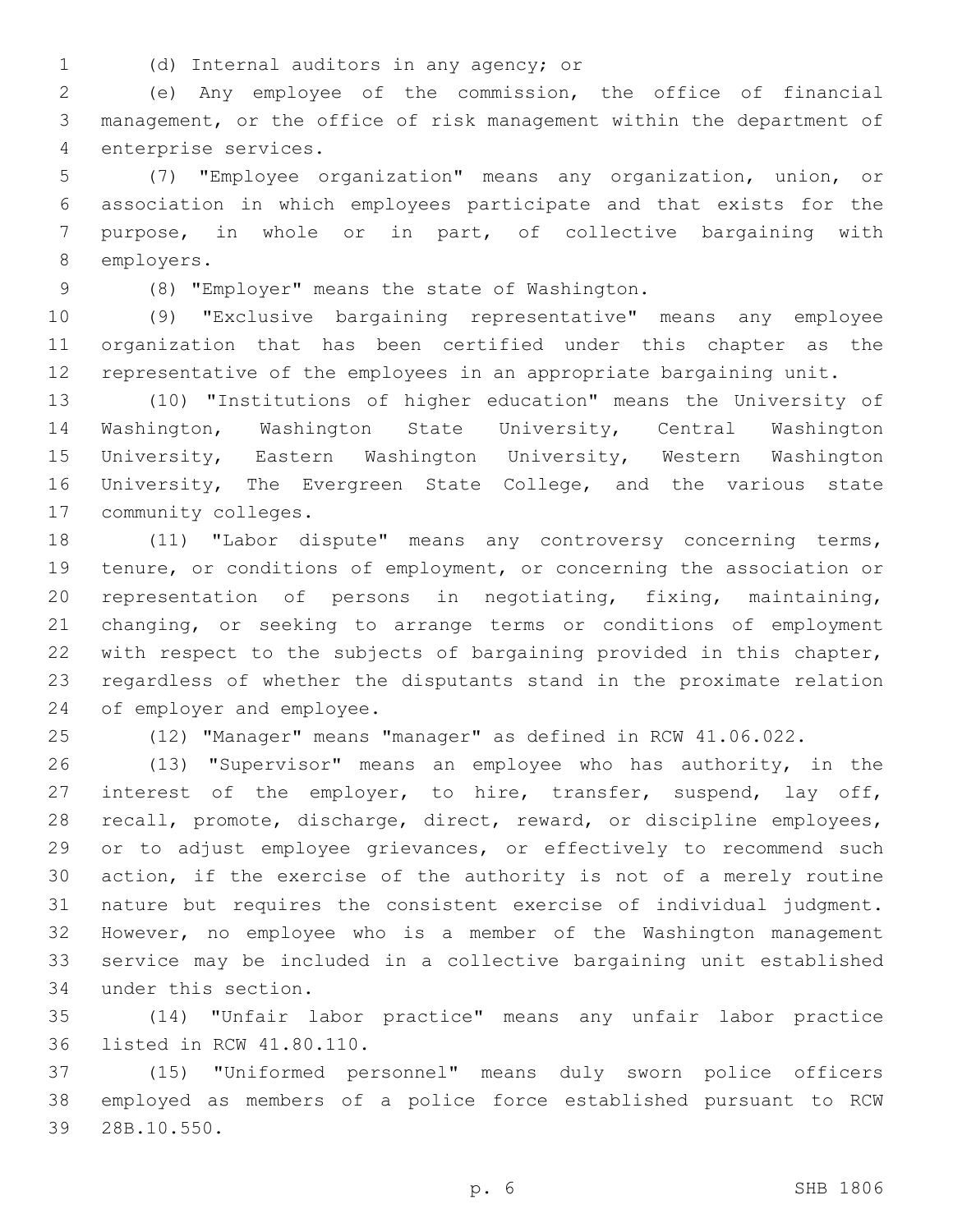(d) Internal auditors in any agency; or

(e) Any employee of the commission, the office of financial management, or the office of risk management within the department of enterprise services.

(7) "Employee organization" means any organization, union, or association in which employees participate and that exists for the purpose, in whole or in part, of collective bargaining with employers.

(8) "Employer" means the state of Washington.

(9) "Exclusive bargaining representative" means any employee organization that has been certified under this chapter as the representative of the employees in an appropriate bargaining unit.

(10) "Institutions of higher education" means the University of Washington, Washington State University, Central Washington University, Eastern Washington University, Western Washington University, The Evergreen State College, and the various state community colleges.

(11) "Labor dispute" means any controversy concerning terms, tenure, or conditions of employment, or concerning the association or representation of persons in negotiating, fixing, maintaining, changing, or seeking to arrange terms or conditions of employment with respect to the subjects of bargaining provided in this chapter, regardless of whether the disputants stand in the proximate relation of employer and employee.

(12) "Manager" means "manager" as defined in RCW 41.06.022.

(13) "Supervisor" means an employee who has authority, in the interest of the employer, to hire, transfer, suspend, lay off, recall, promote, discharge, direct, reward, or discipline employees, or to adjust employee grievances, or effectively to recommend such action, if the exercise of the authority is not of a merely routine nature but requires the consistent exercise of individual judgment. However, no employee who is a member of the Washington management service may be included in a collective bargaining unit established under this section.

(14) "Unfair labor practice" means any unfair labor practice listed in RCW 41.80.110.

(15) "Uniformed personnel" means duly sworn police officers employed as members of a police force established pursuant to RCW 28B.10.550.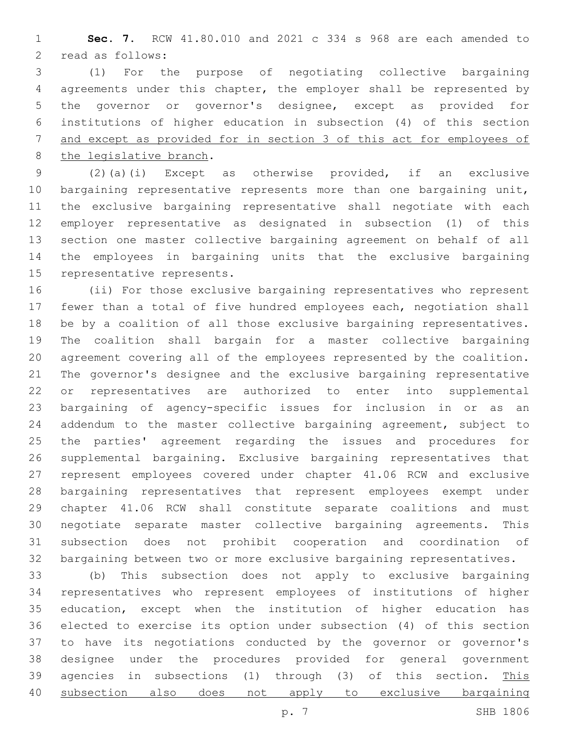**Sec. 7.** RCW 41.80.010 and 2021 c 334 s 968 are each amended to read as follows:

(1) For the purpose of negotiating collective bargaining agreements under this chapter, the employer shall be represented by the governor or governor's designee, except as provided for institutions of higher education in subsection (4) of this section <u>and except as provided for in section 3 of this act for employees of the legislative branch</u>.

(2)(a)(i) Except as otherwise provided, if an exclusive bargaining representative represents more than one bargaining unit, the exclusive bargaining representative shall negotiate with each employer representative as designated in subsection (1) of this section one master collective bargaining agreement on behalf of all the employees in bargaining units that the exclusive bargaining representative represents.

(ii) For those exclusive bargaining representatives who represent fewer than a total of five hundred employees each, negotiation shall be by a coalition of all those exclusive bargaining representatives. The coalition shall bargain for a master collective bargaining agreement covering all of the employees represented by the coalition. The governor's designee and the exclusive bargaining representative or representatives are authorized to enter into supplemental bargaining of agency-specific issues for inclusion in or as an addendum to the master collective bargaining agreement, subject to the parties' agreement regarding the issues and procedures for supplemental bargaining. Exclusive bargaining representatives that represent employees covered under chapter 41.06 RCW and exclusive bargaining representatives that represent employees exempt under chapter 41.06 RCW shall constitute separate coalitions and must negotiate separate master collective bargaining agreements. This subsection does not prohibit cooperation and coordination of bargaining between two or more exclusive bargaining representatives.

(b) This subsection does not apply to exclusive bargaining representatives who represent employees of institutions of higher education, except when the institution of higher education has elected to exercise its option under subsection (4) of this section to have its negotiations conducted by the governor or governor's designee under the procedures provided for general government agencies in subsections (1) through (3) of this section. <u>This subsection also does not apply to exclusive bargaining</u>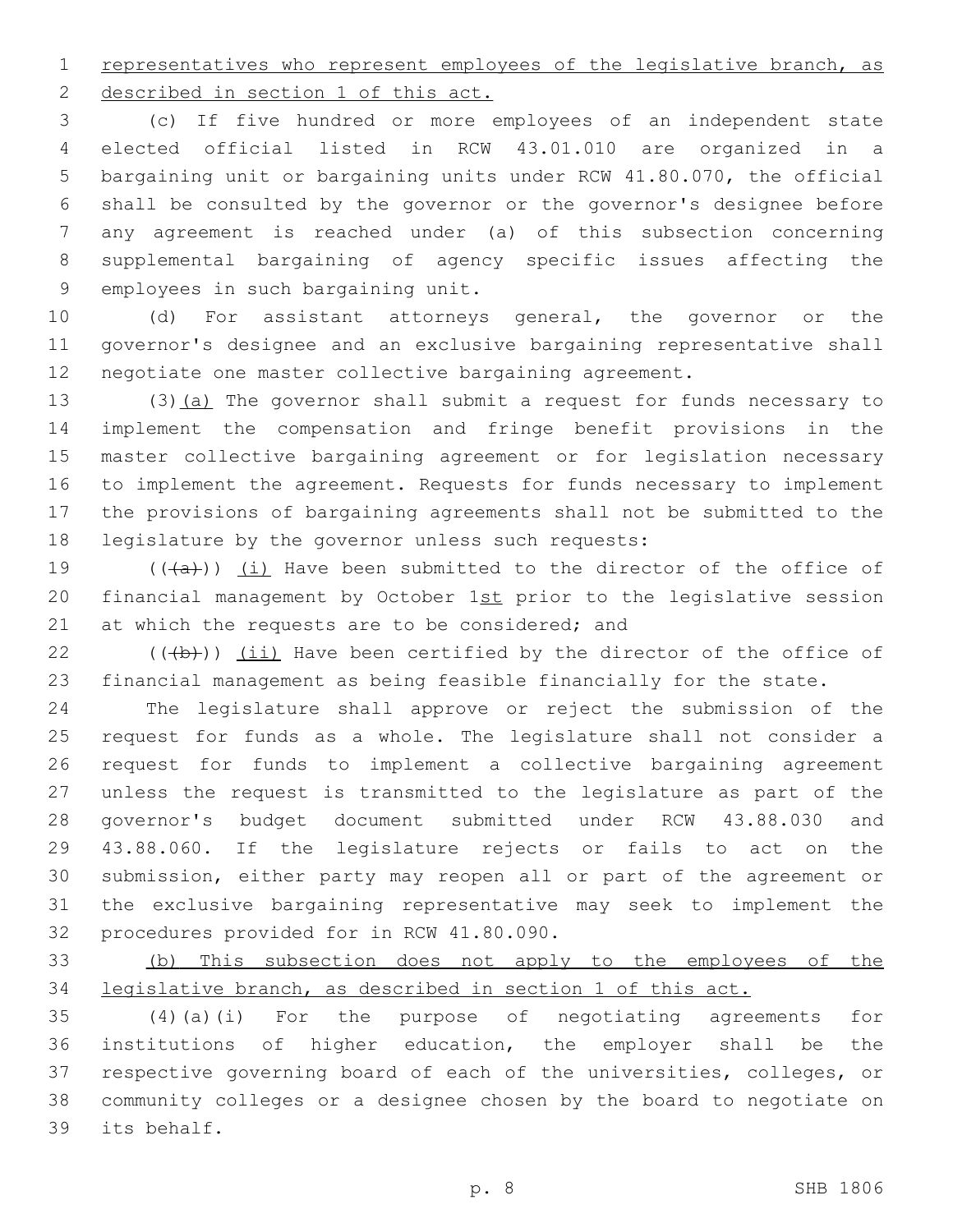representatives who represent employees of the legislative branch, as described in section 1 of this act.

(c) If five hundred or more employees of an independent state elected official listed in RCW 43.01.010 are organized in a bargaining unit or bargaining units under RCW 41.80.070, the official shall be consulted by the governor or the governor's designee before any agreement is reached under (a) of this subsection concerning supplemental bargaining of agency specific issues affecting the employees in such bargaining unit.

(d) For assistant attorneys general, the governor or the governor's designee and an exclusive bargaining representative shall negotiate one master collective bargaining agreement.

(3)(a) The governor shall submit a request for funds necessary to implement the compensation and fringe benefit provisions in the master collective bargaining agreement or for legislation necessary to implement the agreement. Requests for funds necessary to implement the provisions of bargaining agreements shall not be submitted to the legislature by the governor unless such requests:

~~((a))~~ (i) Have been submitted to the director of the office of financial management by October 1st prior to the legislative session at which the requests are to be considered; and

~~((b))~~ (ii) Have been certified by the director of the office of financial management as being feasible financially for the state.

The legislature shall approve or reject the submission of the request for funds as a whole. The legislature shall not consider a request for funds to implement a collective bargaining agreement unless the request is transmitted to the legislature as part of the governor's budget document submitted under RCW 43.88.030 and 43.88.060. If the legislature rejects or fails to act on the submission, either party may reopen all or part of the agreement or the exclusive bargaining representative may seek to implement the procedures provided for in RCW 41.80.090.

(b) This subsection does not apply to the employees of the legislative branch, as described in section 1 of this act.

(4)(a)(i) For the purpose of negotiating agreements for institutions of higher education, the employer shall be the respective governing board of each of the universities, colleges, or community colleges or a designee chosen by the board to negotiate on its behalf.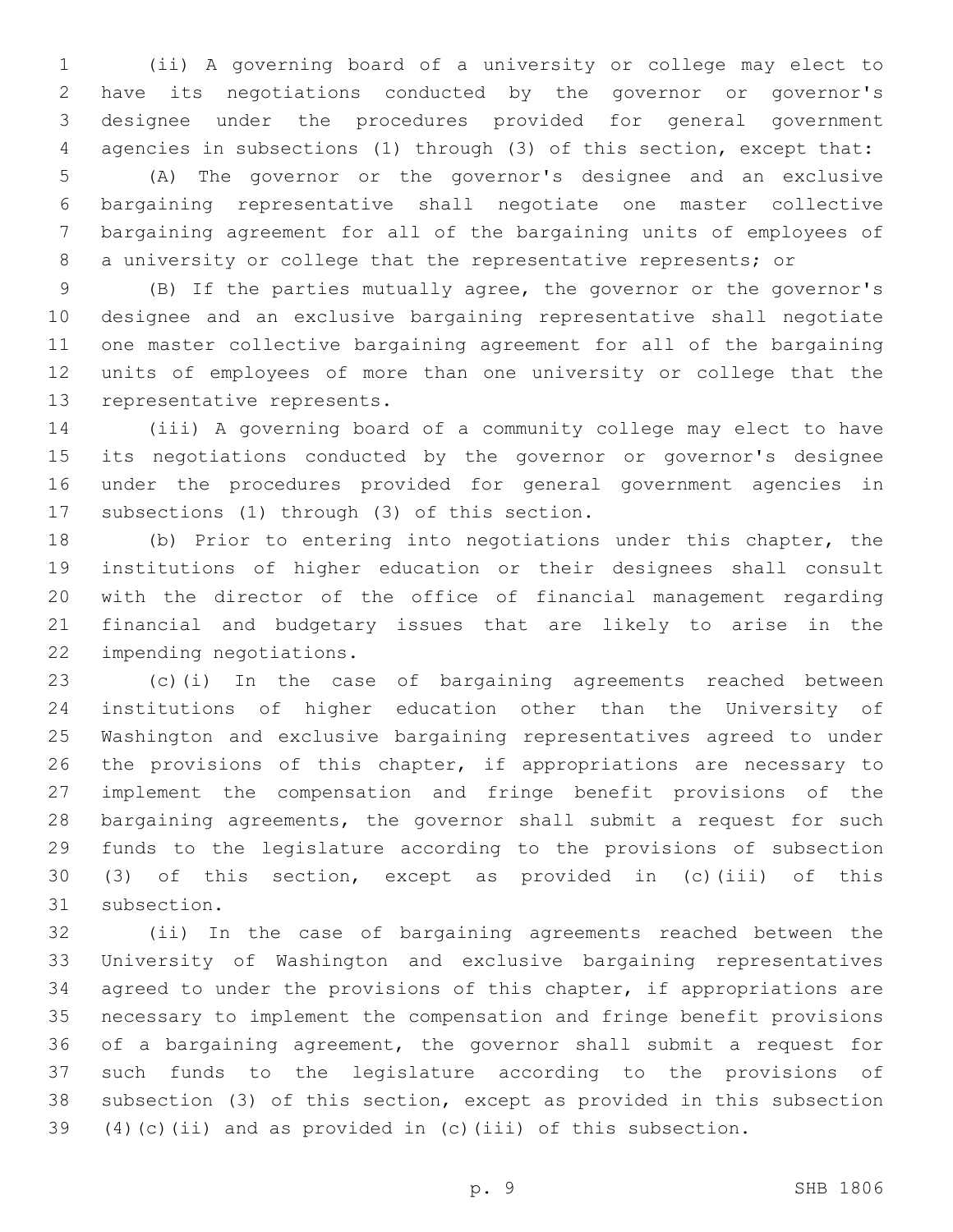(ii) A governing board of a university or college may elect to have its negotiations conducted by the governor or governor's designee under the procedures provided for general government agencies in subsections (1) through (3) of this section, except that:

(A) The governor or the governor's designee and an exclusive bargaining representative shall negotiate one master collective bargaining agreement for all of the bargaining units of employees of a university or college that the representative represents; or

(B) If the parties mutually agree, the governor or the governor's designee and an exclusive bargaining representative shall negotiate one master collective bargaining agreement for all of the bargaining units of employees of more than one university or college that the representative represents.

(iii) A governing board of a community college may elect to have its negotiations conducted by the governor or governor's designee under the procedures provided for general government agencies in subsections (1) through (3) of this section.

(b) Prior to entering into negotiations under this chapter, the institutions of higher education or their designees shall consult with the director of the office of financial management regarding financial and budgetary issues that are likely to arise in the impending negotiations.

(c)(i) In the case of bargaining agreements reached between institutions of higher education other than the University of Washington and exclusive bargaining representatives agreed to under the provisions of this chapter, if appropriations are necessary to implement the compensation and fringe benefit provisions of the bargaining agreements, the governor shall submit a request for such funds to the legislature according to the provisions of subsection (3) of this section, except as provided in (c)(iii) of this subsection.

(ii) In the case of bargaining agreements reached between the University of Washington and exclusive bargaining representatives agreed to under the provisions of this chapter, if appropriations are necessary to implement the compensation and fringe benefit provisions of a bargaining agreement, the governor shall submit a request for such funds to the legislature according to the provisions of subsection (3) of this section, except as provided in this subsection (4)(c)(ii) and as provided in (c)(iii) of this subsection.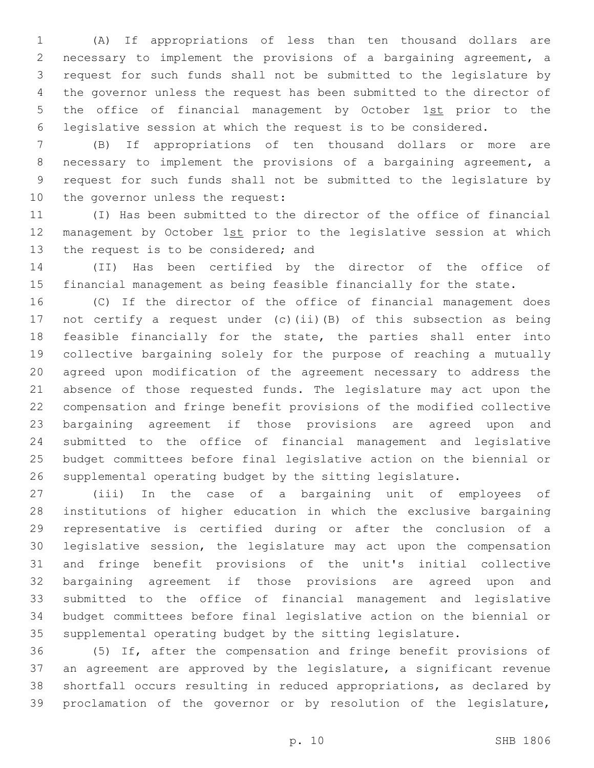(A) If appropriations of less than ten thousand dollars are necessary to implement the provisions of a bargaining agreement, a request for such funds shall not be submitted to the legislature by the governor unless the request has been submitted to the director of the office of financial management by October 1<u>st</u> prior to the legislative session at which the request is to be considered.

(B) If appropriations of ten thousand dollars or more are necessary to implement the provisions of a bargaining agreement, a request for such funds shall not be submitted to the legislature by the governor unless the request:

(I) Has been submitted to the director of the office of financial management by October 1<u>st</u> prior to the legislative session at which the request is to be considered; and

(II) Has been certified by the director of the office of financial management as being feasible financially for the state.

(C) If the director of the office of financial management does not certify a request under (c)(ii)(B) of this subsection as being feasible financially for the state, the parties shall enter into collective bargaining solely for the purpose of reaching a mutually agreed upon modification of the agreement necessary to address the absence of those requested funds. The legislature may act upon the compensation and fringe benefit provisions of the modified collective bargaining agreement if those provisions are agreed upon and submitted to the office of financial management and legislative budget committees before final legislative action on the biennial or supplemental operating budget by the sitting legislature.

(iii) In the case of a bargaining unit of employees of institutions of higher education in which the exclusive bargaining representative is certified during or after the conclusion of a legislative session, the legislature may act upon the compensation and fringe benefit provisions of the unit's initial collective bargaining agreement if those provisions are agreed upon and submitted to the office of financial management and legislative budget committees before final legislative action on the biennial or supplemental operating budget by the sitting legislature.

(5) If, after the compensation and fringe benefit provisions of an agreement are approved by the legislature, a significant revenue shortfall occurs resulting in reduced appropriations, as declared by proclamation of the governor or by resolution of the legislature,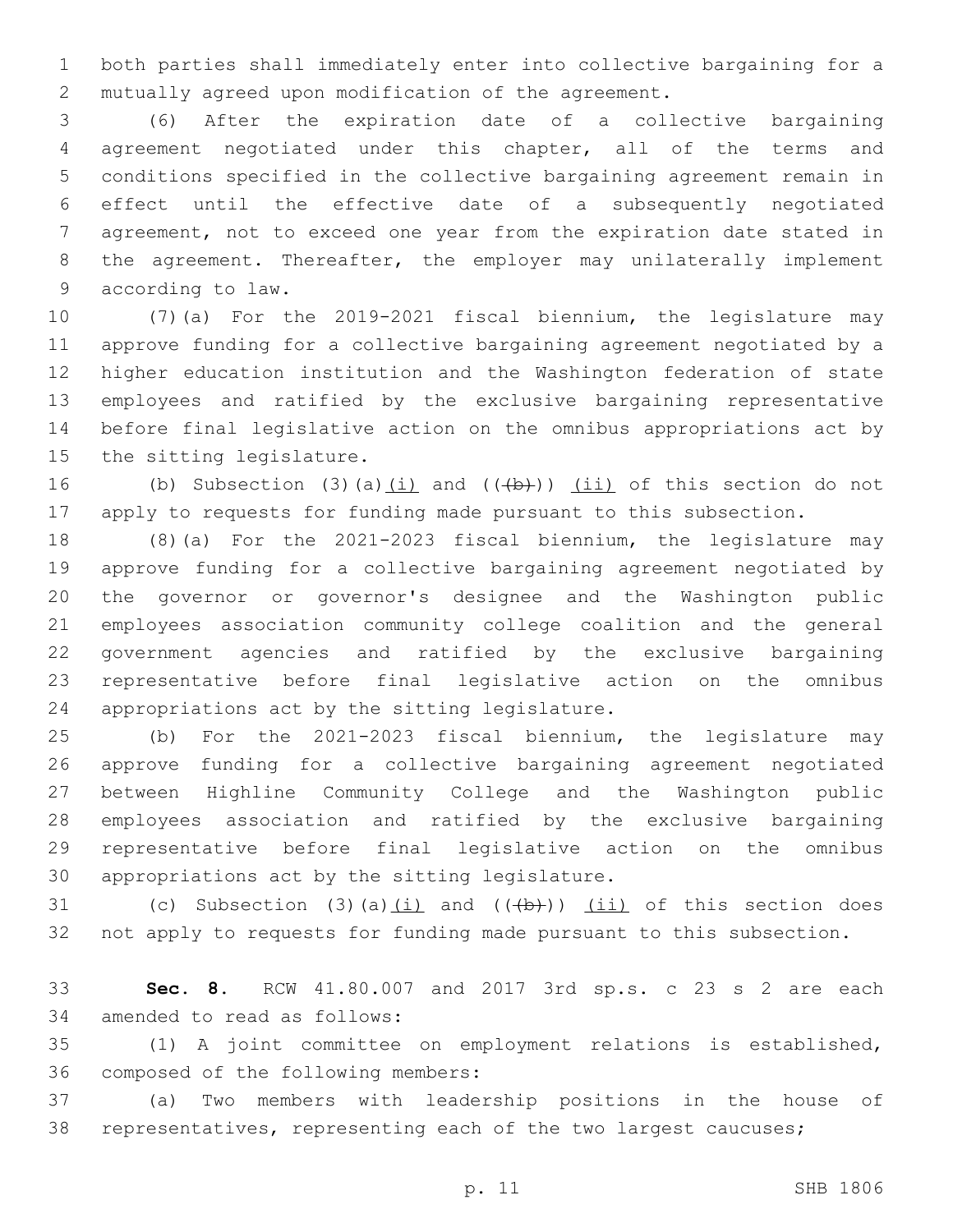both parties shall immediately enter into collective bargaining for a mutually agreed upon modification of the agreement.

(6) After the expiration date of a collective bargaining agreement negotiated under this chapter, all of the terms and conditions specified in the collective bargaining agreement remain in effect until the effective date of a subsequently negotiated agreement, not to exceed one year from the expiration date stated in the agreement. Thereafter, the employer may unilaterally implement according to law.

(7)(a) For the 2019-2021 fiscal biennium, the legislature may approve funding for a collective bargaining agreement negotiated by a higher education institution and the Washington federation of state employees and ratified by the exclusive bargaining representative before final legislative action on the omnibus appropriations act by the sitting legislature.

(b) Subsection (3)(a)(i) and (((b))) (ii) of this section do not apply to requests for funding made pursuant to this subsection.

(8)(a) For the 2021-2023 fiscal biennium, the legislature may approve funding for a collective bargaining agreement negotiated by the governor or governor's designee and the Washington public employees association community college coalition and the general government agencies and ratified by the exclusive bargaining representative before final legislative action on the omnibus appropriations act by the sitting legislature.

(b) For the 2021-2023 fiscal biennium, the legislature may approve funding for a collective bargaining agreement negotiated between Highline Community College and the Washington public employees association and ratified by the exclusive bargaining representative before final legislative action on the omnibus appropriations act by the sitting legislature.

(c) Subsection (3)(a)(i) and (((b))) (ii) of this section does not apply to requests for funding made pursuant to this subsection.

**Sec. 8.** RCW 41.80.007 and 2017 3rd sp.s. c 23 s 2 are each amended to read as follows:

(1) A joint committee on employment relations is established, composed of the following members:

(a) Two members with leadership positions in the house of representatives, representing each of the two largest caucuses;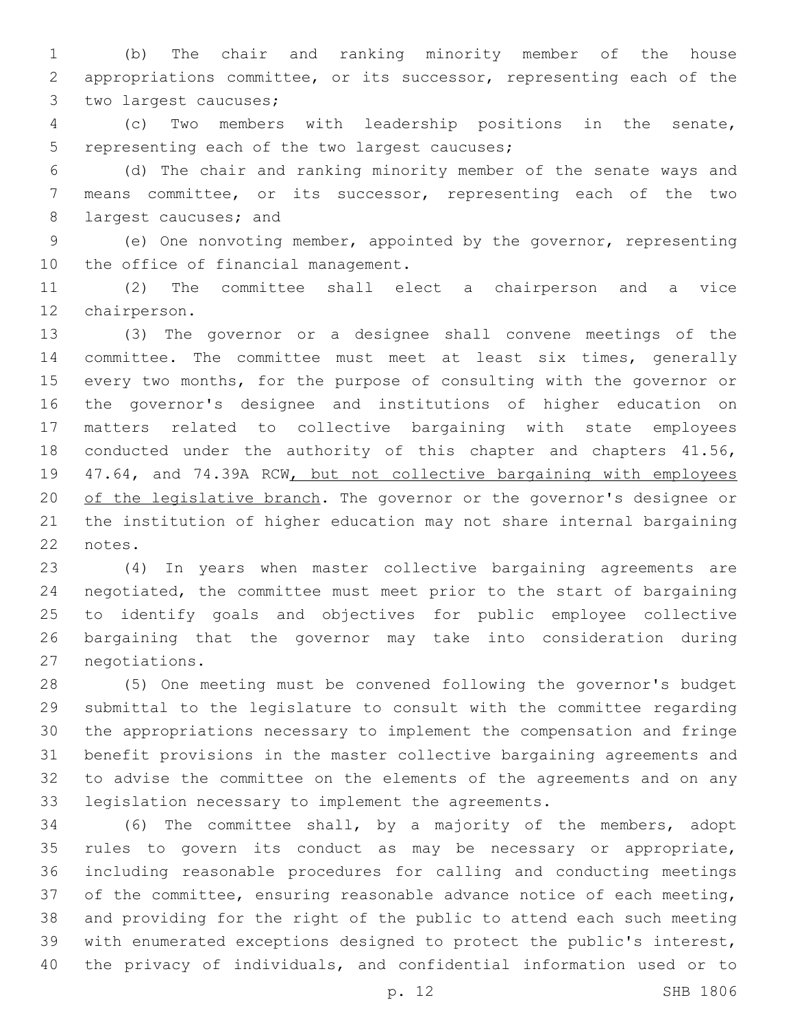(b) The chair and ranking minority member of the house appropriations committee, or its successor, representing each of the two largest caucuses;

(c) Two members with leadership positions in the senate, representing each of the two largest caucuses;

(d) The chair and ranking minority member of the senate ways and means committee, or its successor, representing each of the two largest caucuses; and

(e) One nonvoting member, appointed by the governor, representing the office of financial management.

(2) The committee shall elect a chairperson and a vice chairperson.

(3) The governor or a designee shall convene meetings of the committee. The committee must meet at least six times, generally every two months, for the purpose of consulting with the governor or the governor's designee and institutions of higher education on matters related to collective bargaining with state employees conducted under the authority of this chapter and chapters 41.56, 47.64, and 74.39A RCW<u>, but not collective bargaining with employees of the legislative branch</u>. The governor or the governor's designee or the institution of higher education may not share internal bargaining notes.

(4) In years when master collective bargaining agreements are negotiated, the committee must meet prior to the start of bargaining to identify goals and objectives for public employee collective bargaining that the governor may take into consideration during negotiations.

(5) One meeting must be convened following the governor's budget submittal to the legislature to consult with the committee regarding the appropriations necessary to implement the compensation and fringe benefit provisions in the master collective bargaining agreements and to advise the committee on the elements of the agreements and on any legislation necessary to implement the agreements.

(6) The committee shall, by a majority of the members, adopt rules to govern its conduct as may be necessary or appropriate, including reasonable procedures for calling and conducting meetings of the committee, ensuring reasonable advance notice of each meeting, and providing for the right of the public to attend each such meeting with enumerated exceptions designed to protect the public's interest, the privacy of individuals, and confidential information used or to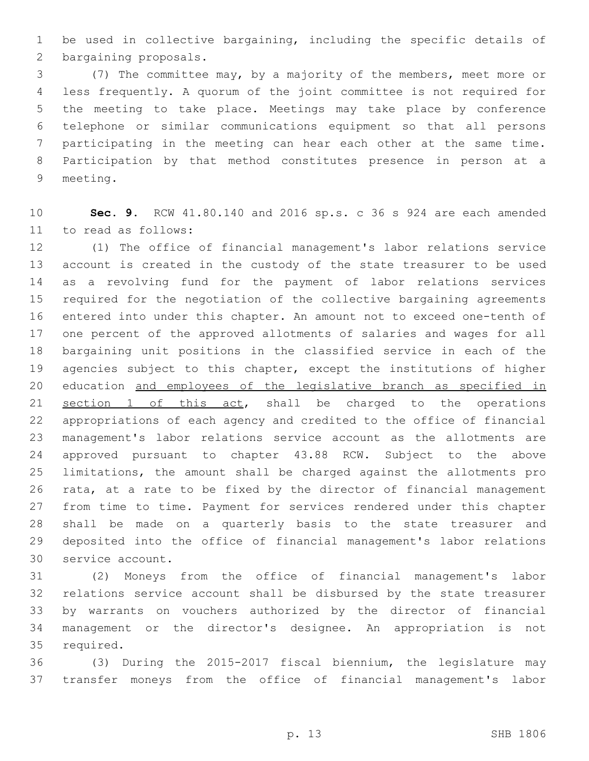be used in collective bargaining, including the specific details of bargaining proposals.

(7) The committee may, by a majority of the members, meet more or less frequently. A quorum of the joint committee is not required for the meeting to take place. Meetings may take place by conference telephone or similar communications equipment so that all persons participating in the meeting can hear each other at the same time. Participation by that method constitutes presence in person at a meeting.

**Sec. 9.** RCW 41.80.140 and 2016 sp.s. c 36 s 924 are each amended to read as follows:

(1) The office of financial management's labor relations service account is created in the custody of the state treasurer to be used as a revolving fund for the payment of labor relations services required for the negotiation of the collective bargaining agreements entered into under this chapter. An amount not to exceed one-tenth of one percent of the approved allotments of salaries and wages for all bargaining unit positions in the classified service in each of the agencies subject to this chapter, except the institutions of higher education <u>and employees of the legislative branch as specified in section 1 of this act</u>, shall be charged to the operations appropriations of each agency and credited to the office of financial management's labor relations service account as the allotments are approved pursuant to chapter 43.88 RCW. Subject to the above limitations, the amount shall be charged against the allotments pro rata, at a rate to be fixed by the director of financial management from time to time. Payment for services rendered under this chapter shall be made on a quarterly basis to the state treasurer and deposited into the office of financial management's labor relations service account.

(2) Moneys from the office of financial management's labor relations service account shall be disbursed by the state treasurer by warrants on vouchers authorized by the director of financial management or the director's designee. An appropriation is not required.

(3) During the 2015-2017 fiscal biennium, the legislature may transfer moneys from the office of financial management's labor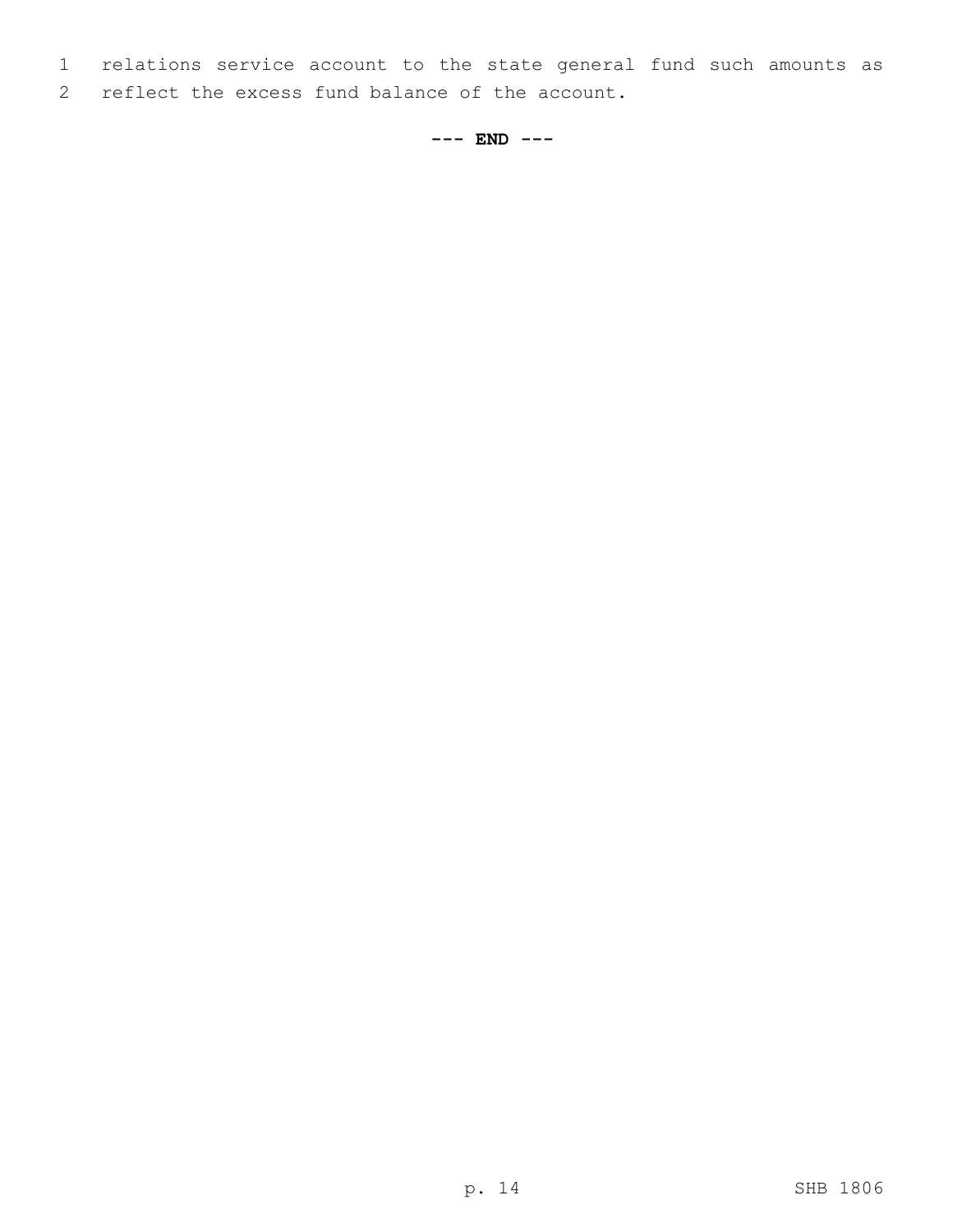relations service account to the state general fund such amounts as reflect the excess fund balance of the account.

**--- END ---**